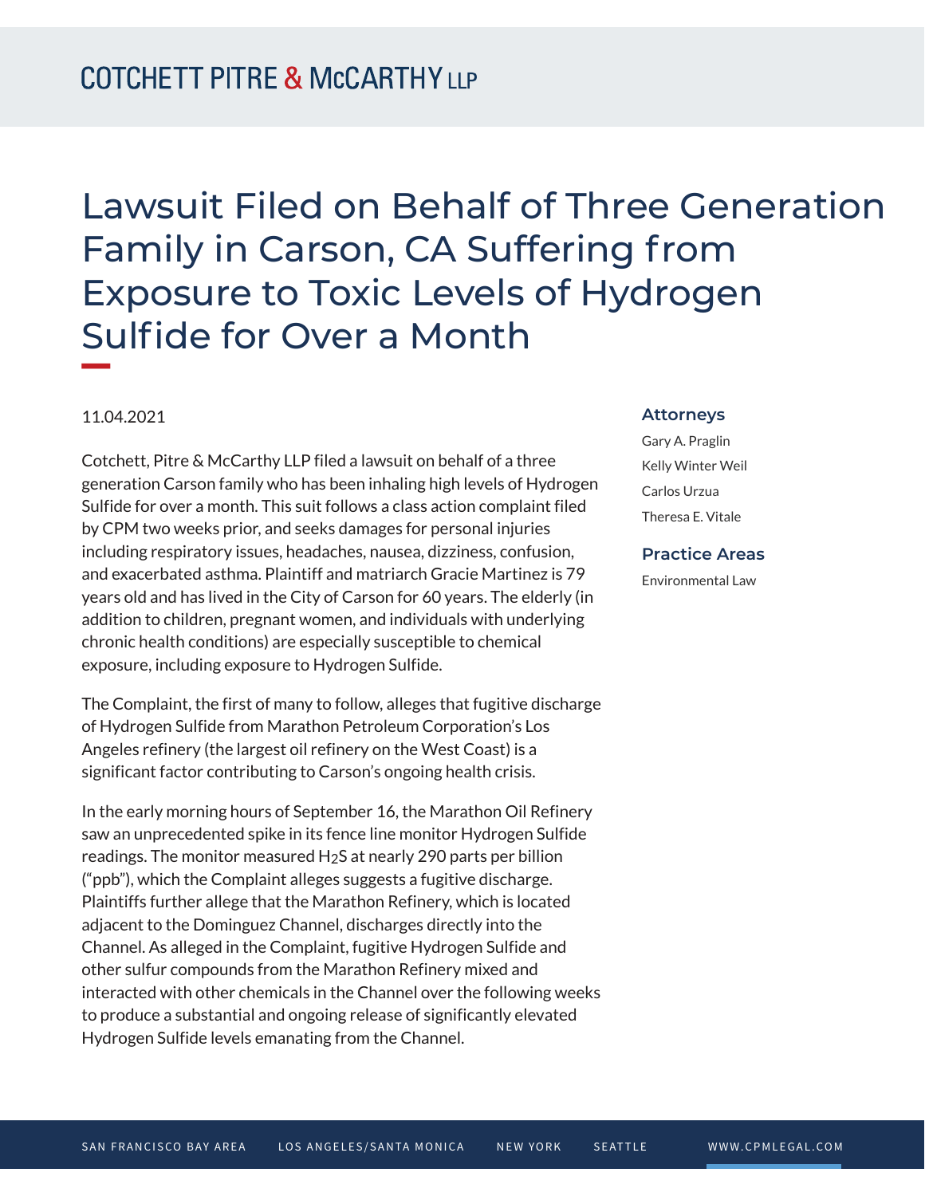# Lawsuit Filed on Behalf of Three Generation Family in Carson, CA Suffering from Exposure to Toxic Levels of Hydrogen Sulfide for Over a Month

11.04.2021

Cotchett, Pitre & McCarthy LLP filed a lawsuit on behalf of a three generation Carson family who has been inhaling high levels of Hydrogen Sulfide for over a month. This suit follows a class action complaint filed by CPM two weeks prior, and seeks damages for personal injuries including respiratory issues, headaches, nausea, dizziness, confusion, and exacerbated asthma. Plaintiff and matriarch Gracie Martinez is 79 years old and has lived in the City of Carson for 60 years. The elderly (in addition to children, pregnant women, and individuals with underlying chronic health conditions) are especially susceptible to chemical exposure, including exposure to Hydrogen Sulfide.

The Complaint, the first of many to follow, alleges that fugitive discharge of Hydrogen Sulfide from Marathon Petroleum Corporation's Los Angeles refinery (the largest oil refinery on the West Coast) is a significant factor contributing to Carson's ongoing health crisis.

In the early morning hours of September 16, the Marathon Oil Refinery saw an unprecedented spike in its fence line monitor Hydrogen Sulfide readings. The monitor measured $H_2S$ at nearly 290 parts per billion ("ppb"), which the Complaint alleges suggests a fugitive discharge. Plaintiffs further allege that the Marathon Refinery, which is located adjacent to the Dominguez Channel, discharges directly into the Channel. As alleged in the Complaint, fugitive Hydrogen Sulfide and other sulfur compounds from the Marathon Refinery mixed and interacted with other chemicals in the Channel over the following weeks to produce a substantial and ongoing release of significantly elevated Hydrogen Sulfide levels emanating from the Channel.

### Attorneys

Gary A. Praglin

Kelly Winter Weil

Carlos Urzua

Theresa E. Vitale

### Practice Areas

Environmental Law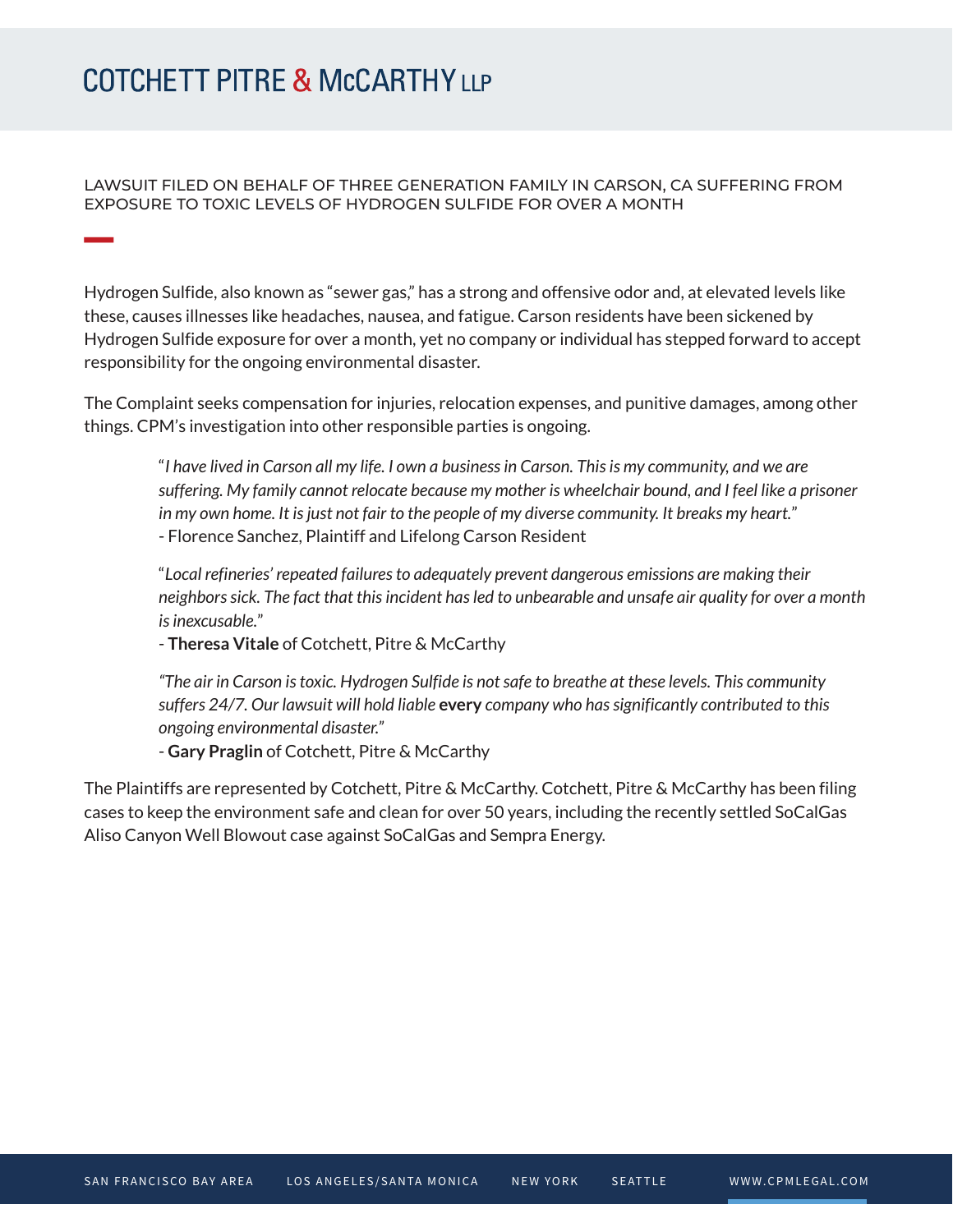# COTCHETT PITRE & McCARTHY LLP

## LAWSUIT FILED ON BEHALF OF THREE GENERATION FAMILY IN CARSON, CA SUFFERING FROM EXPOSURE TO TOXIC LEVELS OF HYDROGEN SULFIDE FOR OVER A MONTH

Hydrogen Sulfide, also known as "sewer gas," has a strong and offensive odor and, at elevated levels like these, causes illnesses like headaches, nausea, and fatigue. Carson residents have been sickened by Hydrogen Sulfide exposure for over a month, yet no company or individual has stepped forward to accept responsibility for the ongoing environmental disaster.

The Complaint seeks compensation for injuries, relocation expenses, and punitive damages, among other things. CPM's investigation into other responsible parties is ongoing.

> "*I have lived in Carson all my life. I own a business in Carson. This is my community, and we are suffering. My family cannot relocate because my mother is wheelchair bound, and I feel like a prisoner in my own home. It is just not fair to the people of my diverse community. It breaks my heart.*"
> - Florence Sanchez, Plaintiff and Lifelong Carson Resident

> "*Local refineries' repeated failures to adequately prevent dangerous emissions are making their neighbors sick. The fact that this incident has led to unbearable and unsafe air quality for over a month is inexcusable.*"
> - **Theresa Vitale** of Cotchett, Pitre & McCarthy

> *"The air in Carson is toxic. Hydrogen Sulfide is not safe to breathe at these levels. This community suffers 24/7. Our lawsuit will hold liable* **every** *company who has significantly contributed to this ongoing environmental disaster."*
> - **Gary Praglin** of Cotchett, Pitre & McCarthy

The Plaintiffs are represented by Cotchett, Pitre & McCarthy. Cotchett, Pitre & McCarthy has been filing cases to keep the environment safe and clean for over 50 years, including the recently settled SoCalGas Aliso Canyon Well Blowout case against SoCalGas and Sempra Energy.

SAN FRANCISCO BAY AREA | LOS ANGELES/SANTA MONICA | NEW YORK | SEATTLE | WWW.CPMLEGAL.COM